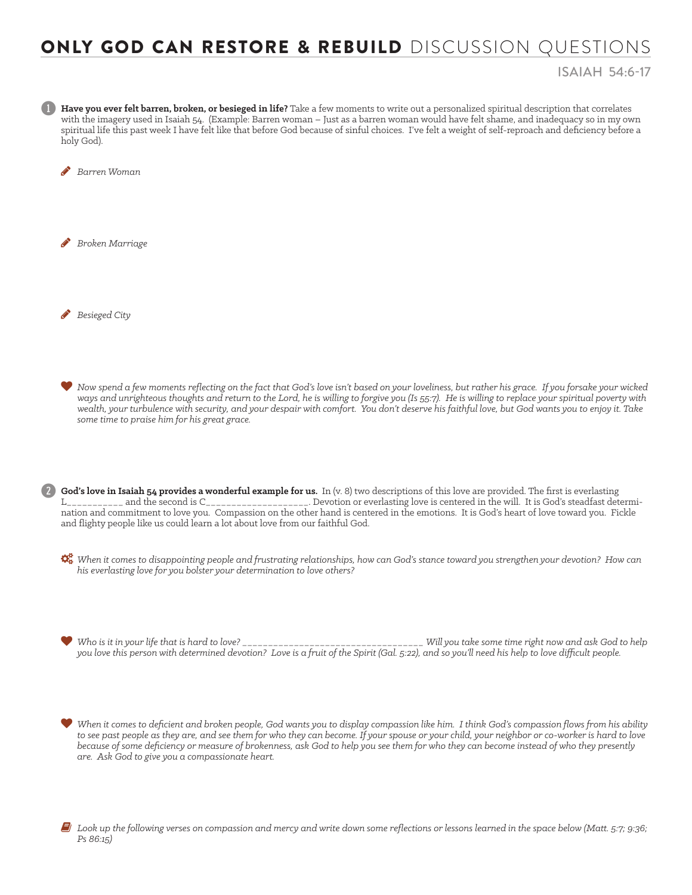# **ONLY GOD CAN RESTORE & REBUILD** DISCUSSION QUESTIONS

## ISAIAH 54:6-17

1. **Have you ever felt barren, broken, or besieged in life?** Take a few moments to write out a personalized spiritual description that correlates with the imagery used in Isaiah 54. (Example: Barren woman – Just as a barren woman would have felt shame, and inadequacy so in my own spiritual life this past week I have felt like that before God because of sinful choices. I've felt a weight of self-reproach and deficiency before a holy God).

   *Barren Woman*

   *Broken Marriage*

   *Besieged City*

   *Now spend a few moments reflecting on the fact that God's love isn't based on your loveliness, but rather his grace. If you forsake your wicked ways and unrighteous thoughts and return to the Lord, he is willing to forgive you (Is 55:7). He is willing to replace your spiritual poverty with wealth, your turbulence with security, and your despair with comfort. You don't deserve his faithful love, but God wants you to enjoy it. Take some time to praise him for his great grace.*

2. **God's love in Isaiah 54 provides a wonderful example for us.** In (v. 8) two descriptions of this love are provided. The first is everlasting L__________ and the second is C__________________. Devotion or everlasting love is centered in the will. It is God's steadfast determination and commitment to love you. Compassion on the other hand is centered in the emotions. It is God's heart of love toward you. Fickle and flighty people like us could learn a lot about love from our faithful God.

   *When it comes to disappointing people and frustrating relationships, how can God's stance toward you strengthen your devotion? How can his everlasting love for you bolster your determination to love others?*

   *Who is it in your life that is hard to love? ________________________________ Will you take some time right now and ask God to help you love this person with determined devotion? Love is a fruit of the Spirit (Gal. 5:22), and so you'll need his help to love difficult people.*

   *When it comes to deficient and broken people, God wants you to display compassion like him. I think God's compassion flows from his ability to see past people as they are, and see them for who they can become. If your spouse or your child, your neighbor or co-worker is hard to love because of some deficiency or measure of brokenness, ask God to help you see them for who they can become instead of who they presently are. Ask God to give you a compassionate heart.*

   *Look up the following verses on compassion and mercy and write down some reflections or lessons learned in the space below (Matt. 5:7; 9:36; Ps 86:15)*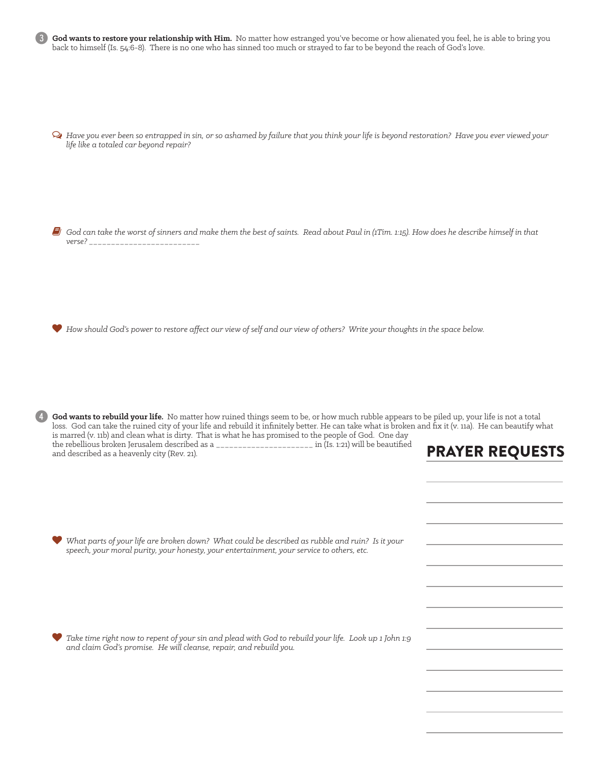3 **God wants to restore your relationship with Him.** No matter how estranged you've become or how alienated you feel, he is able to bring you back to himself (Is. 54:6-8). There is no one who has sinned too much or strayed to far to be beyond the reach of God's love.

*Have you ever been so entrapped in sin, or so ashamed by failure that you think your life is beyond restoration? Have you ever viewed your life like a totaled car beyond repair?*

*God can take the worst of sinners and make them the best of saints. Read about Paul in (1Tim. 1:15). How does he describe himself in that verse?* ________________________

*How should God's power to restore affect our view of self and our view of others? Write your thoughts in the space below.*

4 **God wants to rebuild your life.** No matter how ruined things seem to be, or how much rubble appears to be piled up, your life is not a total loss. God can take the ruined city of your life and rebuild it infinitely better. He can take what is broken and fix it (v. 11a). He can beautify what is marred (v. 11b) and clean what is dirty. That is what he has promised to the people of God. One day the rebellious broken Jerusalem described as a ______________________ in (Is. 1:21) will be beautified and described as a heavenly city (Rev. 21).

*What parts of your life are broken down? What could be described as rubble and ruin? Is it your speech, your moral purity, your honesty, your entertainment, your service to others, etc.*

*Take time right now to repent of your sin and plead with God to rebuild your life. Look up 1 John 1:9 and claim God's promise. He will cleanse, repair, and rebuild you.*

## PRAYER REQUESTS